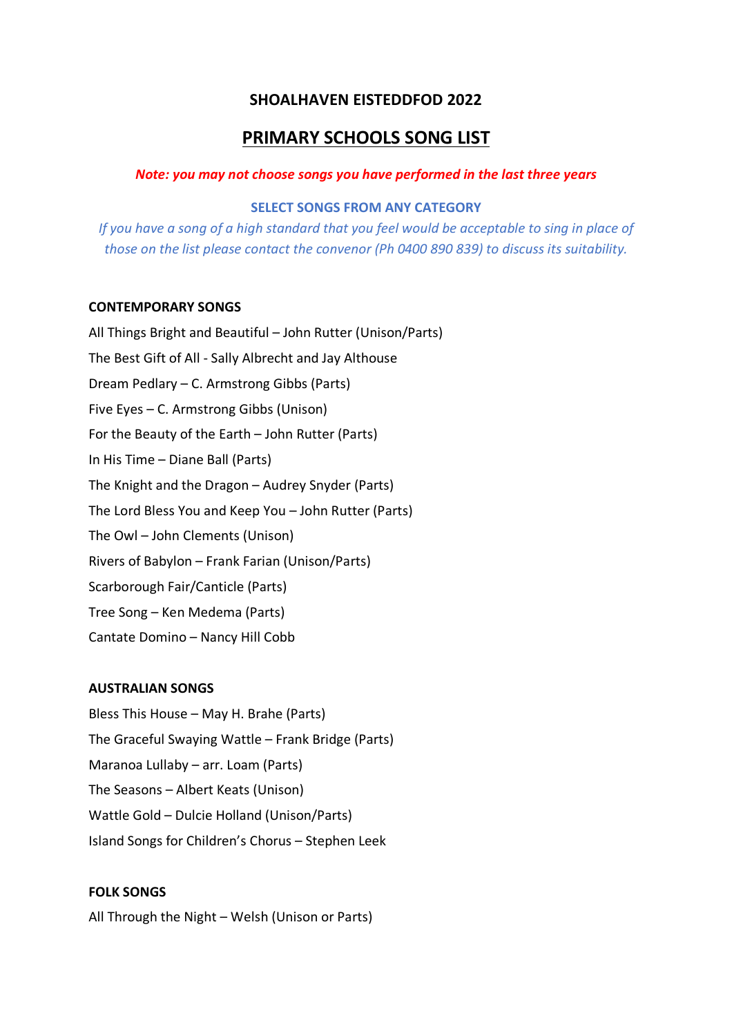# SHOALHAVEN EISTEDDFOD 2022

## PRIMARY SCHOOLS SONG LIST

***Note: you may not choose songs you have performed in the last three years***

**SELECT SONGS FROM ANY CATEGORY**

*If you have a song of a high standard that you feel would be acceptable to sing in place of those on the list please contact the convenor (Ph 0400 890 839) to discuss its suitability.*

**CONTEMPORARY SONGS**

All Things Bright and Beautiful – John Rutter (Unison/Parts)

The Best Gift of All - Sally Albrecht and Jay Althouse

Dream Pedlary – C. Armstrong Gibbs (Parts)

Five Eyes – C. Armstrong Gibbs (Unison)

For the Beauty of the Earth – John Rutter (Parts)

In His Time – Diane Ball (Parts)

The Knight and the Dragon – Audrey Snyder (Parts)

The Lord Bless You and Keep You – John Rutter (Parts)

The Owl – John Clements (Unison)

Rivers of Babylon – Frank Farian (Unison/Parts)

Scarborough Fair/Canticle (Parts)

Tree Song – Ken Medema (Parts)

Cantate Domino – Nancy Hill Cobb

**AUSTRALIAN SONGS**

Bless This House – May H. Brahe (Parts)

The Graceful Swaying Wattle – Frank Bridge (Parts)

Maranoa Lullaby – arr. Loam (Parts)

The Seasons – Albert Keats (Unison)

Wattle Gold – Dulcie Holland (Unison/Parts)

Island Songs for Children's Chorus – Stephen Leek

**FOLK SONGS**

All Through the Night – Welsh (Unison or Parts)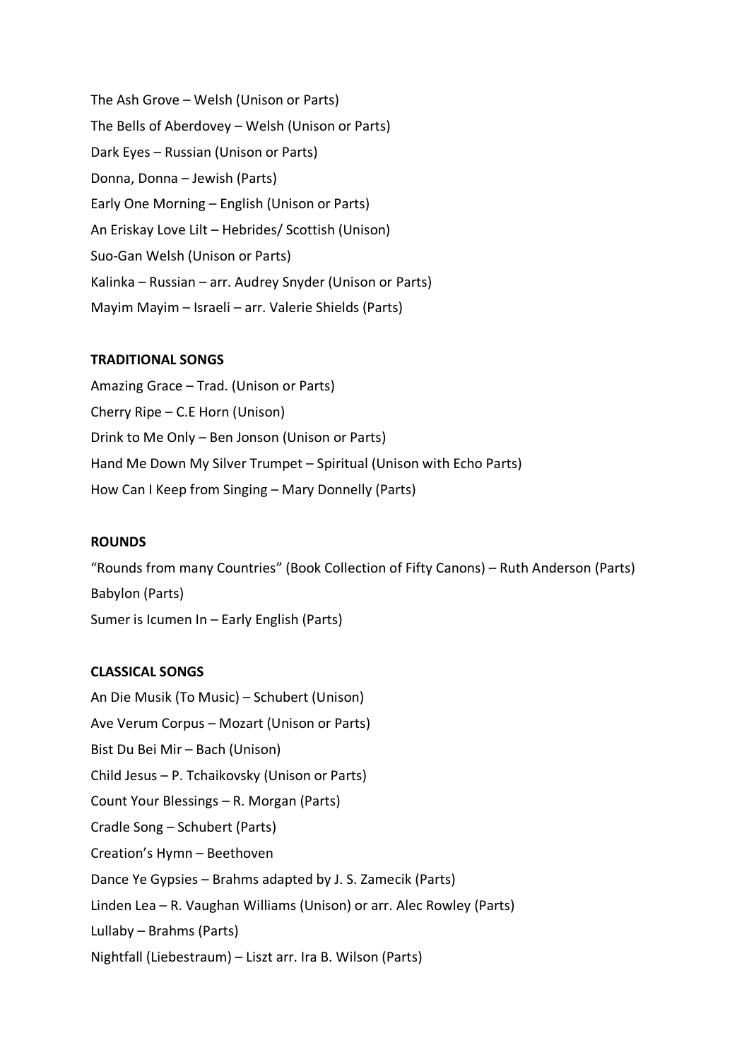The Ash Grove – Welsh (Unison or Parts)

The Bells of Aberdovey – Welsh (Unison or Parts)

Dark Eyes – Russian (Unison or Parts)

Donna, Donna – Jewish (Parts)

Early One Morning – English (Unison or Parts)

An Eriskay Love Lilt – Hebrides/ Scottish (Unison)

Suo-Gan Welsh (Unison or Parts)

Kalinka – Russian – arr. Audrey Snyder (Unison or Parts)

Mayim Mayim – Israeli – arr. Valerie Shields (Parts)

**TRADITIONAL SONGS**

Amazing Grace – Trad. (Unison or Parts)

Cherry Ripe – C.E Horn (Unison)

Drink to Me Only – Ben Jonson (Unison or Parts)

Hand Me Down My Silver Trumpet – Spiritual (Unison with Echo Parts)

How Can I Keep from Singing – Mary Donnelly (Parts)

**ROUNDS**

"Rounds from many Countries" (Book Collection of Fifty Canons) – Ruth Anderson (Parts)

Babylon (Parts)

Sumer is Icumen In – Early English (Parts)

**CLASSICAL SONGS**

An Die Musik (To Music) – Schubert (Unison)

Ave Verum Corpus – Mozart (Unison or Parts)

Bist Du Bei Mir – Bach (Unison)

Child Jesus – P. Tchaikovsky (Unison or Parts)

Count Your Blessings – R. Morgan (Parts)

Cradle Song – Schubert (Parts)

Creation's Hymn – Beethoven

Dance Ye Gypsies – Brahms adapted by J. S. Zamecik (Parts)

Linden Lea – R. Vaughan Williams (Unison) or arr. Alec Rowley (Parts)

Lullaby – Brahms (Parts)

Nightfall (Liebestraum) – Liszt arr. Ira B. Wilson (Parts)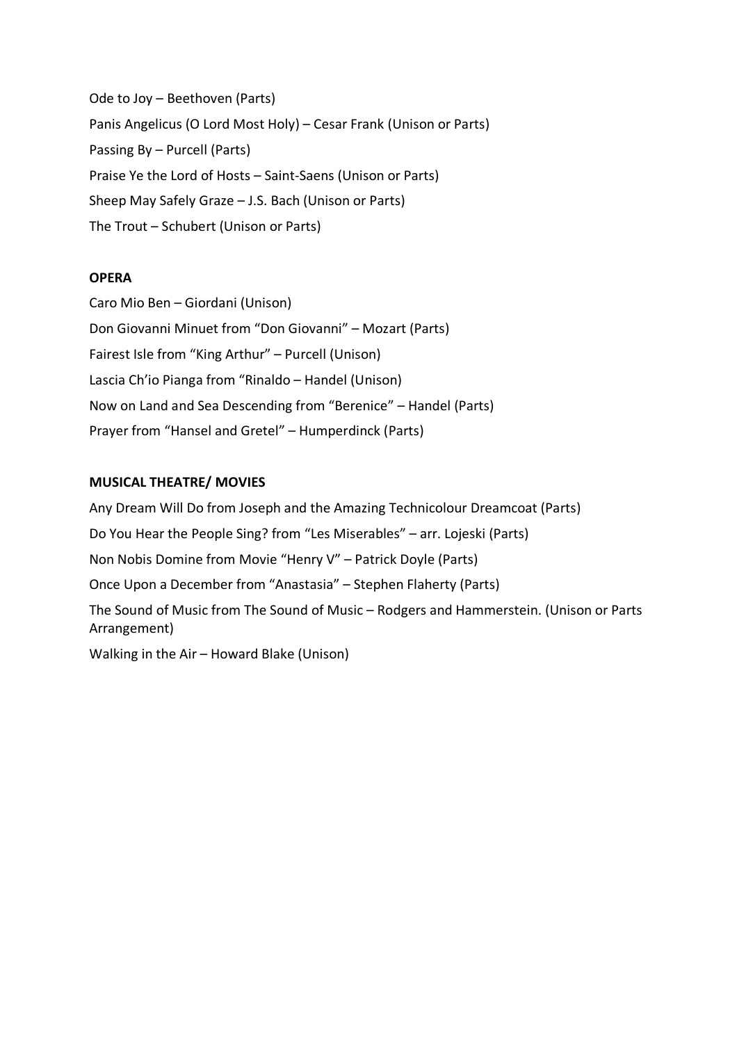Ode to Joy – Beethoven (Parts)

Panis Angelicus (O Lord Most Holy) – Cesar Frank (Unison or Parts)

Passing By – Purcell (Parts)

Praise Ye the Lord of Hosts – Saint-Saens (Unison or Parts)

Sheep May Safely Graze – J.S. Bach (Unison or Parts)

The Trout – Schubert (Unison or Parts)

**OPERA**

Caro Mio Ben – Giordani (Unison)

Don Giovanni Minuet from "Don Giovanni" – Mozart (Parts)

Fairest Isle from "King Arthur" – Purcell (Unison)

Lascia Ch'io Pianga from "Rinaldo – Handel (Unison)

Now on Land and Sea Descending from "Berenice" – Handel (Parts)

Prayer from "Hansel and Gretel" – Humperdinck (Parts)

**MUSICAL THEATRE/ MOVIES**

Any Dream Will Do from Joseph and the Amazing Technicolour Dreamcoat (Parts)

Do You Hear the People Sing? from "Les Miserables" – arr. Lojeski (Parts)

Non Nobis Domine from Movie "Henry V" – Patrick Doyle (Parts)

Once Upon a December from "Anastasia" – Stephen Flaherty (Parts)

The Sound of Music from The Sound of Music – Rodgers and Hammerstein. (Unison or Parts Arrangement)

Walking in the Air – Howard Blake (Unison)